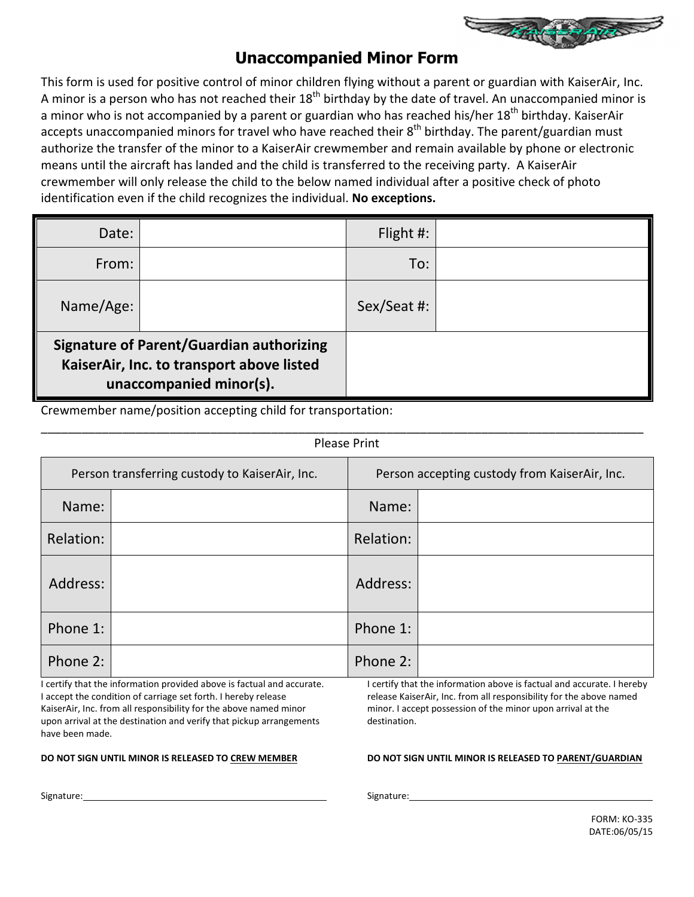# Unaccompanied Minor Form

This form is used for positive control of minor children flying without a parent or guardian with KaiserAir, Inc. A minor is a person who has not reached their 18th birthday by the date of travel. An unaccompanied minor is a minor who is not accompanied by a parent or guardian who has reached his/her 18th birthday. KaiserAir accepts unaccompanied minors for travel who have reached their 8th birthday. The parent/guardian must authorize the transfer of the minor to a KaiserAir crewmember and remain available by phone or electronic means until the aircraft has landed and the child is transferred to the receiving party. A KaiserAir crewmember will only release the child to the below named individual after a positive check of photo identification even if the child recognizes the individual. **No exceptions.**

| Date: | | Flight #: | |
|---|---|---|---|
| From: | | To: | |
| Name/Age: | | Sex/Seat #: | |
| **Signature of Parent/Guardian authorizing KaiserAir, Inc. to transport above listed unaccompanied minor(s).** | | | |

Crewmember name/position accepting child for transportation:

\_\_\_\_\_\_\_\_\_\_\_\_\_\_\_\_\_\_\_\_\_\_\_\_\_\_\_\_\_\_\_\_\_\_\_\_\_\_\_\_\_\_\_\_\_\_\_\_\_\_\_\_\_\_\_\_\_\_\_\_\_\_\_\_\_\_\_\_\_\_\_\_\_\_\_\_

Please Print

| Person transferring custody to KaiserAir, Inc. | | Person accepting custody from KaiserAir, Inc. | |
|---|---|---|---|
| Name: | | Name: | |
| Relation: | | Relation: | |
| Address: | | Address: | |
| Phone 1: | | Phone 1: | |
| Phone 2: | | Phone 2: | |

I certify that the information provided above is factual and accurate. I accept the condition of carriage set forth. I hereby release KaiserAir, Inc. from all responsibility for the above named minor upon arrival at the destination and verify that pickup arrangements have been made.

**DO NOT SIGN UNTIL MINOR IS RELEASED TO CREW MEMBER**

Signature: \_\_\_\_\_\_\_\_\_\_\_\_\_\_\_\_\_\_\_\_\_\_\_\_\_\_\_\_\_\_

I certify that the information above is factual and accurate. I hereby release KaiserAir, Inc. from all responsibility for the above named minor. I accept possession of the minor upon arrival at the destination.

**DO NOT SIGN UNTIL MINOR IS RELEASED TO PARENT/GUARDIAN**

Signature: \_\_\_\_\_\_\_\_\_\_\_\_\_\_\_\_\_\_\_\_\_\_\_\_\_\_\_\_\_\_

FORM: KO-335
DATE:06/05/15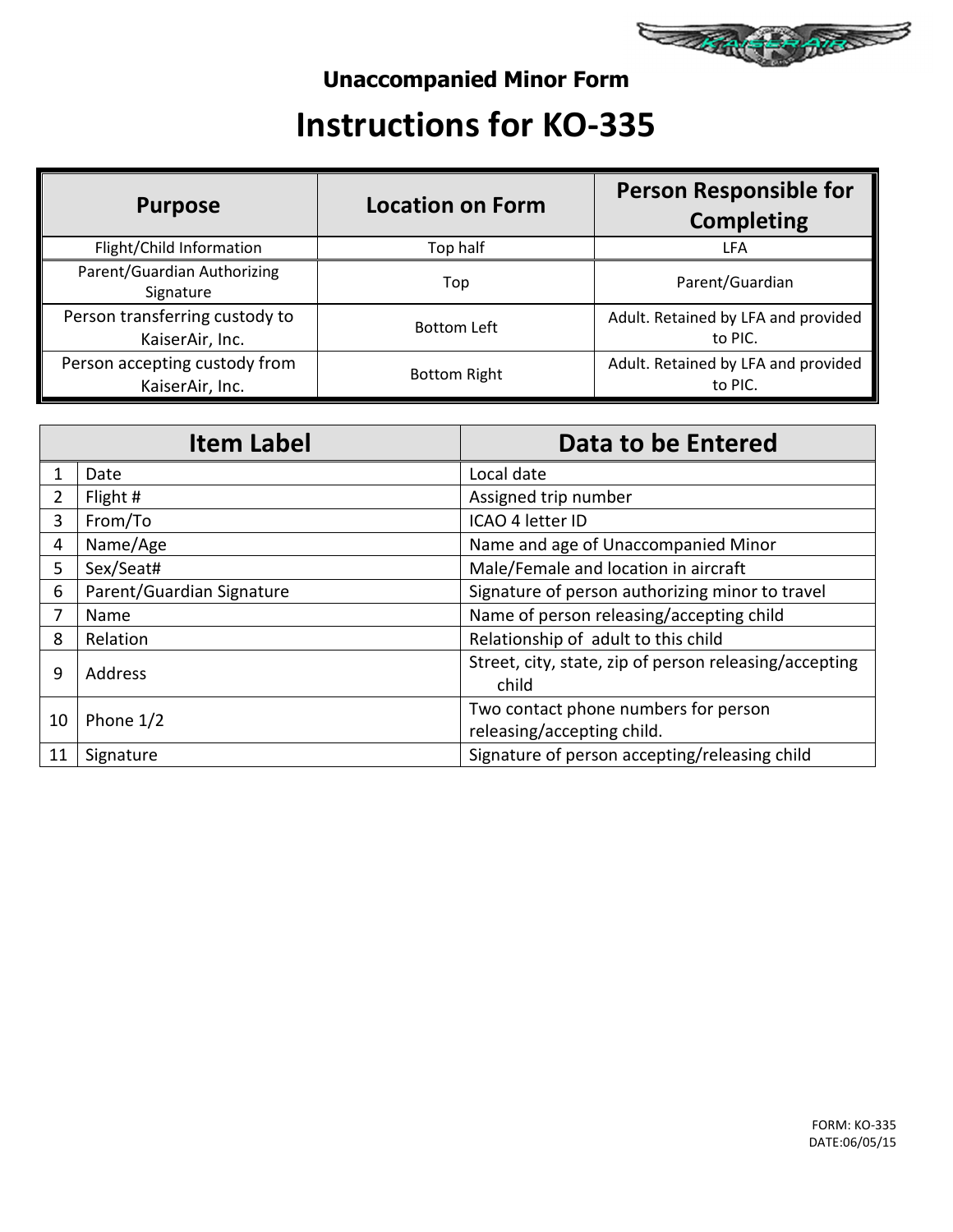## Unaccompanied Minor Form

# Instructions for KO-335

| Purpose | Location on Form | Person Responsible for Completing |
|---|---|---|
| Flight/Child Information | Top half | LFA |
| Parent/Guardian Authorizing Signature | Top | Parent/Guardian |
| Person transferring custody to KaiserAir, Inc. | Bottom Left | Adult. Retained by LFA and provided to PIC. |
| Person accepting custody from KaiserAir, Inc. | Bottom Right | Adult. Retained by LFA and provided to PIC. |

| Item Label | | Data to be Entered |
|---|---|---|
| 1 | Date | Local date |
| 2 | Flight # | Assigned trip number |
| 3 | From/To | ICAO 4 letter ID |
| 4 | Name/Age | Name and age of Unaccompanied Minor |
| 5 | Sex/Seat# | Male/Female and location in aircraft |
| 6 | Parent/Guardian Signature | Signature of person authorizing minor to travel |
| 7 | Name | Name of person releasing/accepting child |
| 8 | Relation | Relationship of adult to this child |
| 9 | Address | Street, city, state, zip of person releasing/accepting child |
| 10 | Phone 1/2 | Two contact phone numbers for person releasing/accepting child. |
| 11 | Signature | Signature of person accepting/releasing child |

FORM: KO-335
DATE:06/05/15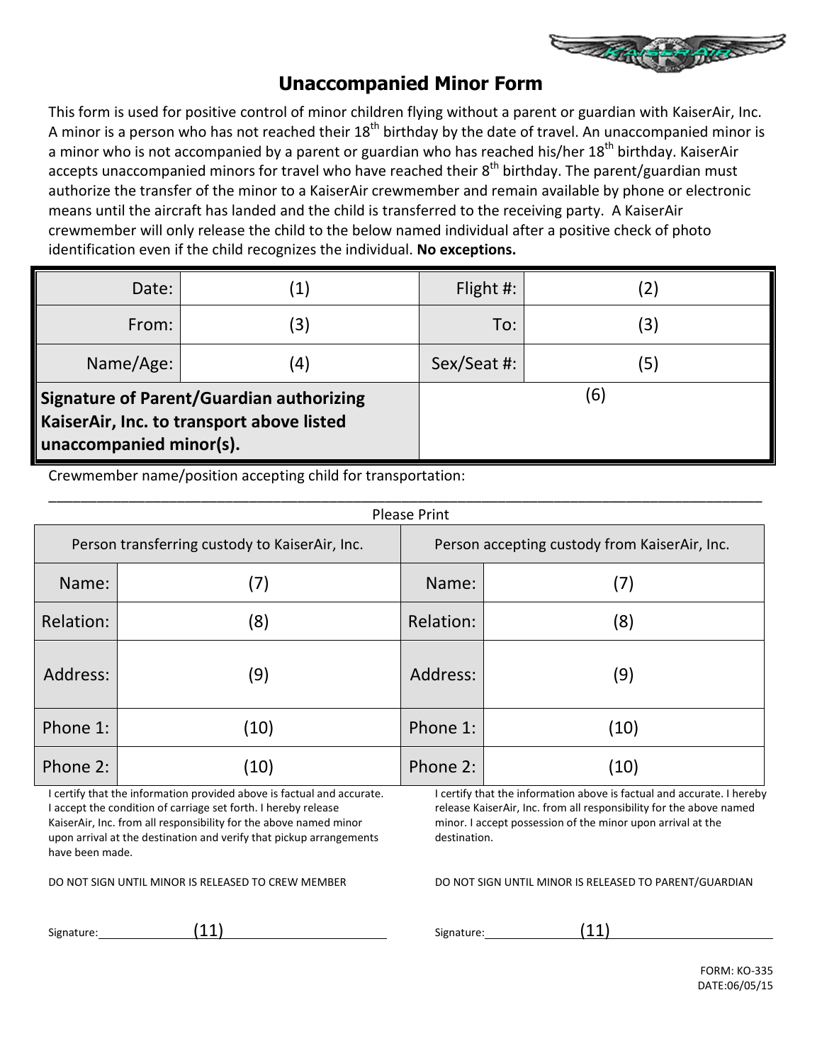# Unaccompanied Minor Form

This form is used for positive control of minor children flying without a parent or guardian with KaiserAir, Inc. A minor is a person who has not reached their 18th birthday by the date of travel. An unaccompanied minor is a minor who is not accompanied by a parent or guardian who has reached his/her 18th birthday. KaiserAir accepts unaccompanied minors for travel who have reached their 8th birthday. The parent/guardian must authorize the transfer of the minor to a KaiserAir crewmember and remain available by phone or electronic means until the aircraft has landed and the child is transferred to the receiving party. A KaiserAir crewmember will only release the child to the below named individual after a positive check of photo identification even if the child recognizes the individual. **No exceptions.**

| | | | |
|---|---|---|---|
| Date: | (1) | Flight #: | (2) |
| From: | (3) | To: | (3) |
| Name/Age: | (4) | Sex/Seat #: | (5) |
| **Signature of Parent/Guardian authorizing KaiserAir, Inc. to transport above listed unaccompanied minor(s).** | | (6) | |

Crewmember name/position accepting child for transportation:

\_\_\_\_\_\_\_\_\_\_\_\_\_\_\_\_\_\_\_\_\_\_\_\_\_\_\_\_\_\_\_\_\_\_\_\_\_\_\_\_\_\_\_\_\_\_\_\_\_\_\_\_\_\_\_\_\_\_\_\_\_\_\_\_\_\_\_\_\_\_

Please Print

| Person transferring custody to KaiserAir, Inc. | | Person accepting custody from KaiserAir, Inc. | |
|---|---|---|---|
| Name: | (7) | Name: | (7) |
| Relation: | (8) | Relation: | (8) |
| Address: | (9) | Address: | (9) |
| Phone 1: | (10) | Phone 1: | (10) |
| Phone 2: | (10) | Phone 2: | (10) |

I certify that the information provided above is factual and accurate. I accept the condition of carriage set forth. I hereby release KaiserAir, Inc. from all responsibility for the above named minor upon arrival at the destination and verify that pickup arrangements have been made.

DO NOT SIGN UNTIL MINOR IS RELEASED TO CREW MEMBER

Signature: (11)

I certify that the information above is factual and accurate. I hereby release KaiserAir, Inc. from all responsibility for the above named minor. I accept possession of the minor upon arrival at the destination.

DO NOT SIGN UNTIL MINOR IS RELEASED TO PARENT/GUARDIAN

Signature: (11)

FORM: KO-335
DATE:06/05/15